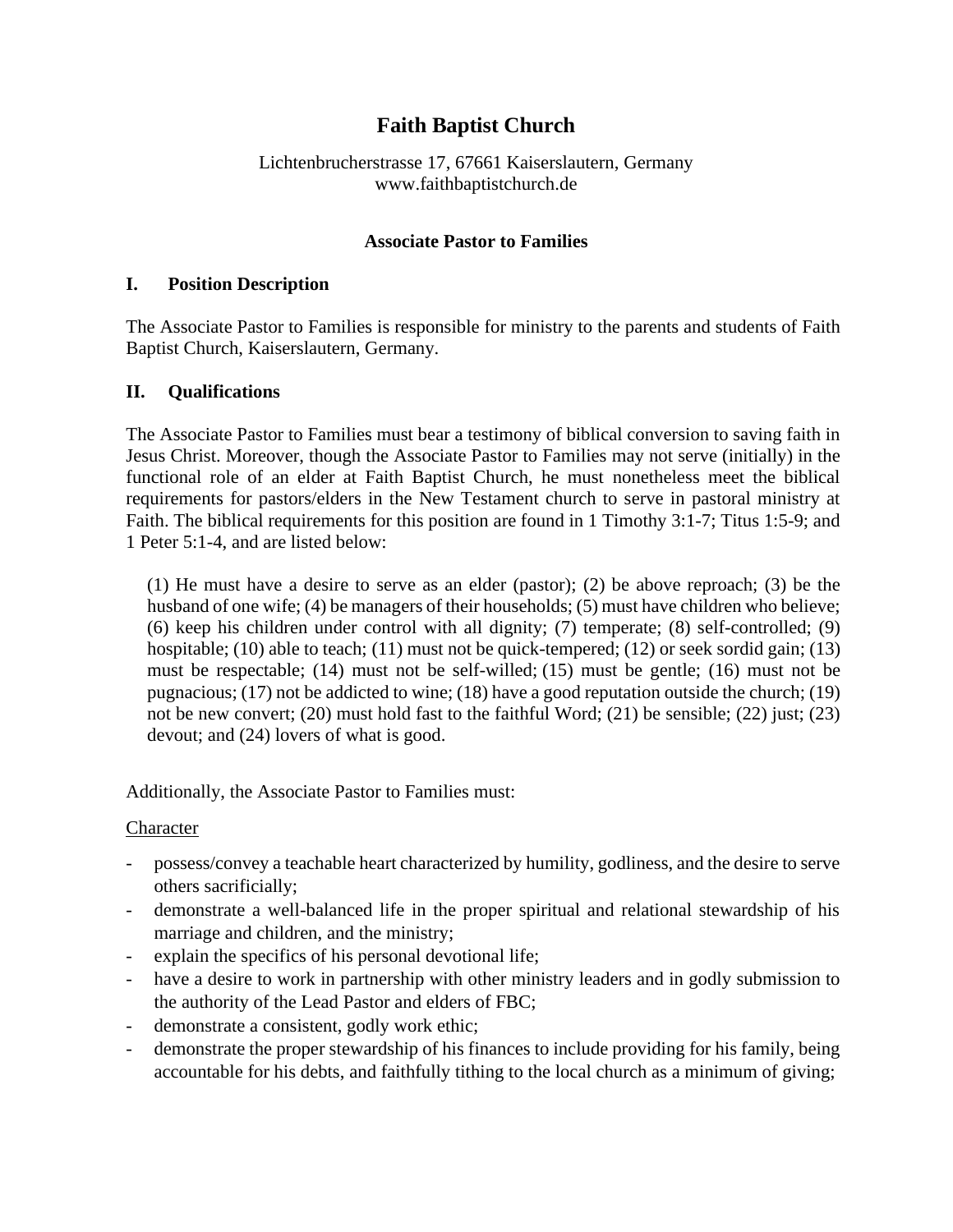# Faith Baptist Church

Lichtenbrucherstrasse 17, 67661 Kaiserslautern, Germany
www.faithbaptistchurch.de

### Associate Pastor to Families

## I. Position Description

The Associate Pastor to Families is responsible for ministry to the parents and students of Faith Baptist Church, Kaiserslautern, Germany.

## II. Qualifications

The Associate Pastor to Families must bear a testimony of biblical conversion to saving faith in Jesus Christ. Moreover, though the Associate Pastor to Families may not serve (initially) in the functional role of an elder at Faith Baptist Church, he must nonetheless meet the biblical requirements for pastors/elders in the New Testament church to serve in pastoral ministry at Faith. The biblical requirements for this position are found in 1 Timothy 3:1-7; Titus 1:5-9; and 1 Peter 5:1-4, and are listed below:

> (1) He must have a desire to serve as an elder (pastor); (2) be above reproach; (3) be the husband of one wife; (4) be managers of their households; (5) must have children who believe; (6) keep his children under control with all dignity; (7) temperate; (8) self-controlled; (9) hospitable; (10) able to teach; (11) must not be quick-tempered; (12) or seek sordid gain; (13) must be respectable; (14) must not be self-willed; (15) must be gentle; (16) must not be pugnacious; (17) not be addicted to wine; (18) have a good reputation outside the church; (19) not be new convert; (20) must hold fast to the faithful Word; (21) be sensible; (22) just; (23) devout; and (24) lovers of what is good.

Additionally, the Associate Pastor to Families must:

<u>Character</u>

- possess/convey a teachable heart characterized by humility, godliness, and the desire to serve others sacrificially;
- demonstrate a well-balanced life in the proper spiritual and relational stewardship of his marriage and children, and the ministry;
- explain the specifics of his personal devotional life;
- have a desire to work in partnership with other ministry leaders and in godly submission to the authority of the Lead Pastor and elders of FBC;
- demonstrate a consistent, godly work ethic;
- demonstrate the proper stewardship of his finances to include providing for his family, being accountable for his debts, and faithfully tithing to the local church as a minimum of giving;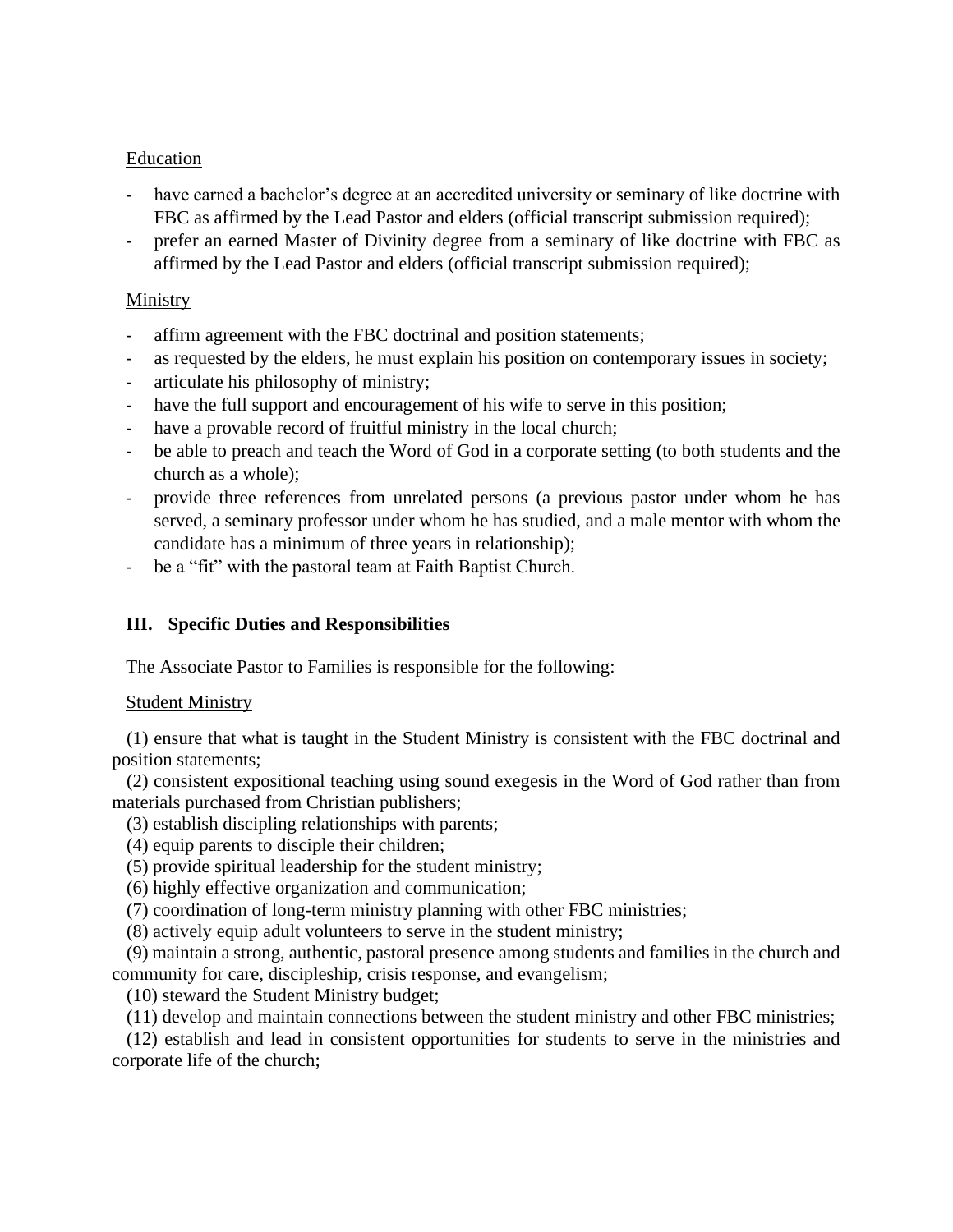Education

- have earned a bachelor's degree at an accredited university or seminary of like doctrine with FBC as affirmed by the Lead Pastor and elders (official transcript submission required);
- prefer an earned Master of Divinity degree from a seminary of like doctrine with FBC as affirmed by the Lead Pastor and elders (official transcript submission required);

Ministry

- affirm agreement with the FBC doctrinal and position statements;
- as requested by the elders, he must explain his position on contemporary issues in society;
- articulate his philosophy of ministry;
- have the full support and encouragement of his wife to serve in this position;
- have a provable record of fruitful ministry in the local church;
- be able to preach and teach the Word of God in a corporate setting (to both students and the church as a whole);
- provide three references from unrelated persons (a previous pastor under whom he has served, a seminary professor under whom he has studied, and a male mentor with whom the candidate has a minimum of three years in relationship);
- be a "fit" with the pastoral team at Faith Baptist Church.

## III. Specific Duties and Responsibilities

The Associate Pastor to Families is responsible for the following:

Student Ministry

(1) ensure that what is taught in the Student Ministry is consistent with the FBC doctrinal and position statements;
(2) consistent expositional teaching using sound exegesis in the Word of God rather than from materials purchased from Christian publishers;
(3) establish discipling relationships with parents;
(4) equip parents to disciple their children;
(5) provide spiritual leadership for the student ministry;
(6) highly effective organization and communication;
(7) coordination of long-term ministry planning with other FBC ministries;
(8) actively equip adult volunteers to serve in the student ministry;
(9) maintain a strong, authentic, pastoral presence among students and families in the church and community for care, discipleship, crisis response, and evangelism;
(10) steward the Student Ministry budget;
(11) develop and maintain connections between the student ministry and other FBC ministries;
(12) establish and lead in consistent opportunities for students to serve in the ministries and corporate life of the church;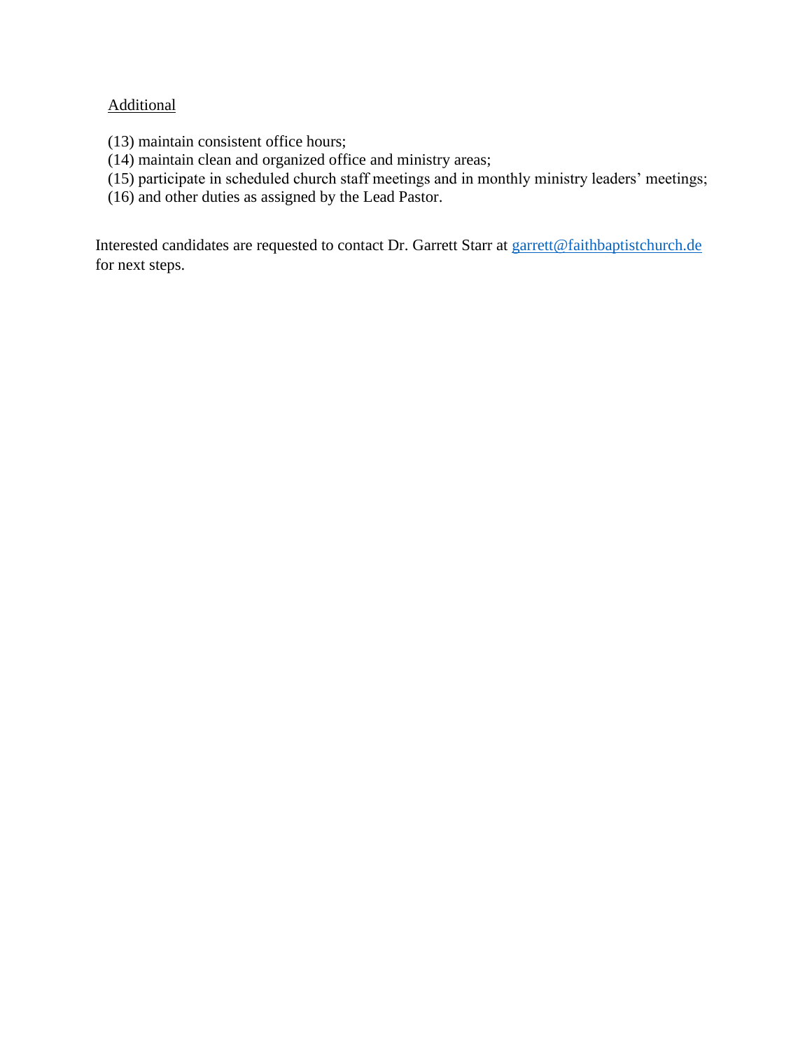<u>Additional</u>

(13) maintain consistent office hours;
(14) maintain clean and organized office and ministry areas;
(15) participate in scheduled church staff meetings and in monthly ministry leaders' meetings;
(16) and other duties as assigned by the Lead Pastor.

Interested candidates are requested to contact Dr. Garrett Starr at garrett@faithbaptistchurch.de for next steps.